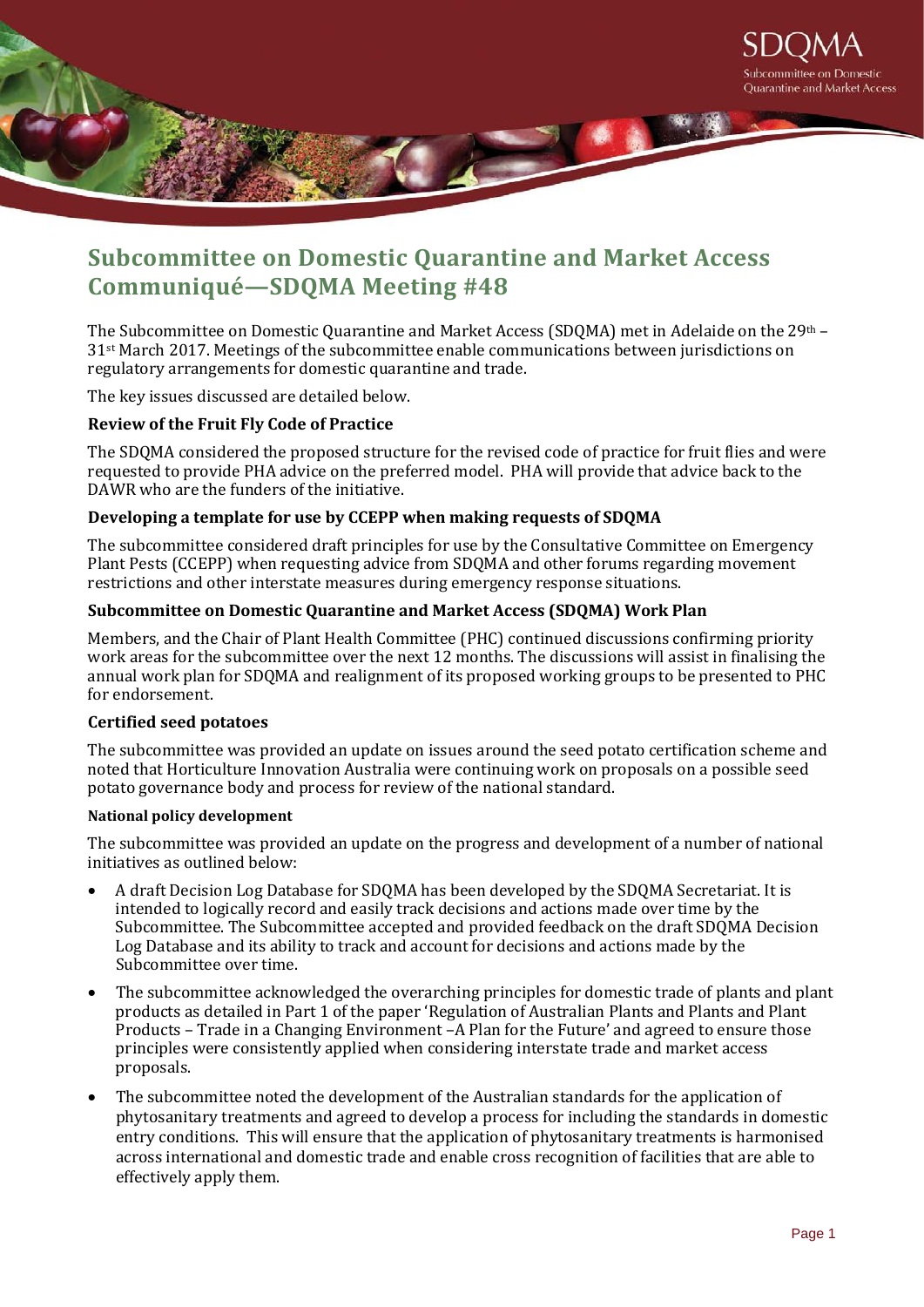# Subcommittee on Domestic Quarantine and Market Access Communiqué—SDQMA Meeting #48

The Subcommittee on Domestic Quarantine and Market Access (SDQMA) met in Adelaide on the 29th – 31st March 2017. Meetings of the subcommittee enable communications between jurisdictions on regulatory arrangements for domestic quarantine and trade.

The key issues discussed are detailed below.

### Review of the Fruit Fly Code of Practice

The SDQMA considered the proposed structure for the revised code of practice for fruit flies and were requested to provide PHA advice on the preferred model. PHA will provide that advice back to the DAWR who are the funders of the initiative.

### Developing a template for use by CCEPP when making requests of SDQMA

The subcommittee considered draft principles for use by the Consultative Committee on Emergency Plant Pests (CCEPP) when requesting advice from SDQMA and other forums regarding movement restrictions and other interstate measures during emergency response situations.

### Subcommittee on Domestic Quarantine and Market Access (SDQMA) Work Plan

Members, and the Chair of Plant Health Committee (PHC) continued discussions confirming priority work areas for the subcommittee over the next 12 months. The discussions will assist in finalising the annual work plan for SDQMA and realignment of its proposed working groups to be presented to PHC for endorsement.

### Certified seed potatoes

The subcommittee was provided an update on issues around the seed potato certification scheme and noted that Horticulture Innovation Australia were continuing work on proposals on a possible seed potato governance body and process for review of the national standard.

#### National policy development

The subcommittee was provided an update on the progress and development of a number of national initiatives as outlined below:

- A draft Decision Log Database for SDQMA has been developed by the SDQMA Secretariat. It is intended to logically record and easily track decisions and actions made over time by the Subcommittee. The Subcommittee accepted and provided feedback on the draft SDQMA Decision Log Database and its ability to track and account for decisions and actions made by the Subcommittee over time.
- The subcommittee acknowledged the overarching principles for domestic trade of plants and plant products as detailed in Part 1 of the paper 'Regulation of Australian Plants and Plants and Plant Products – Trade in a Changing Environment –A Plan for the Future' and agreed to ensure those principles were consistently applied when considering interstate trade and market access proposals.
- The subcommittee noted the development of the Australian standards for the application of phytosanitary treatments and agreed to develop a process for including the standards in domestic entry conditions. This will ensure that the application of phytosanitary treatments is harmonised across international and domestic trade and enable cross recognition of facilities that are able to effectively apply them.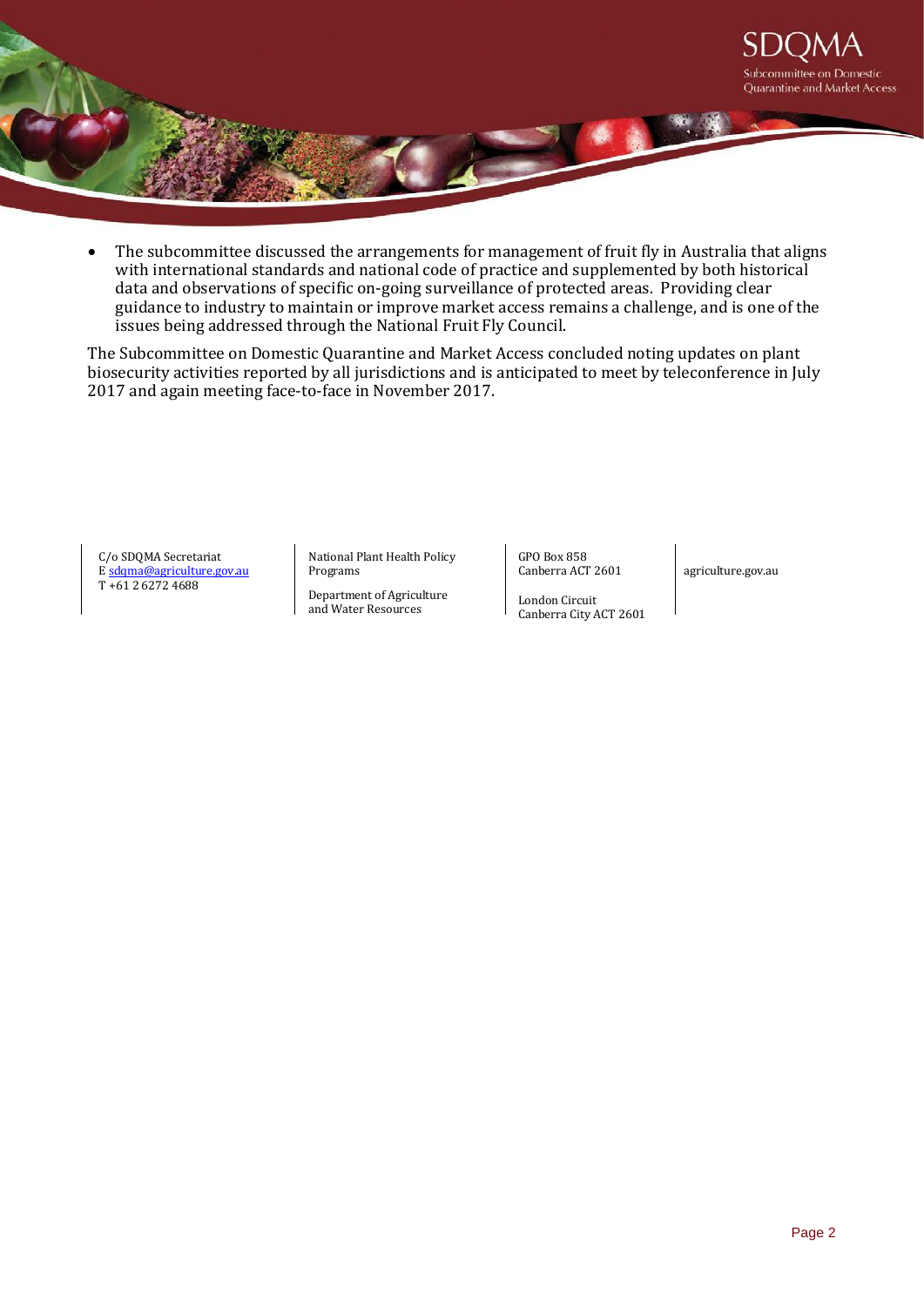- The subcommittee discussed the arrangements for management of fruit fly in Australia that aligns with international standards and national code of practice and supplemented by both historical data and observations of specific on-going surveillance of protected areas. Providing clear guidance to industry to maintain or improve market access remains a challenge, and is one of the issues being addressed through the National Fruit Fly Council.

The Subcommittee on Domestic Quarantine and Market Access concluded noting updates on plant biosecurity activities reported by all jurisdictions and is anticipated to meet by teleconference in July 2017 and again meeting face-to-face in November 2017.

C/o SDQMA Secretariat
E sdqma@agriculture.gov.au
T +61 2 6272 4688

National Plant Health Policy Programs

Department of Agriculture and Water Resources

GPO Box 858
Canberra ACT 2601

London Circuit
Canberra City ACT 2601

agriculture.gov.au